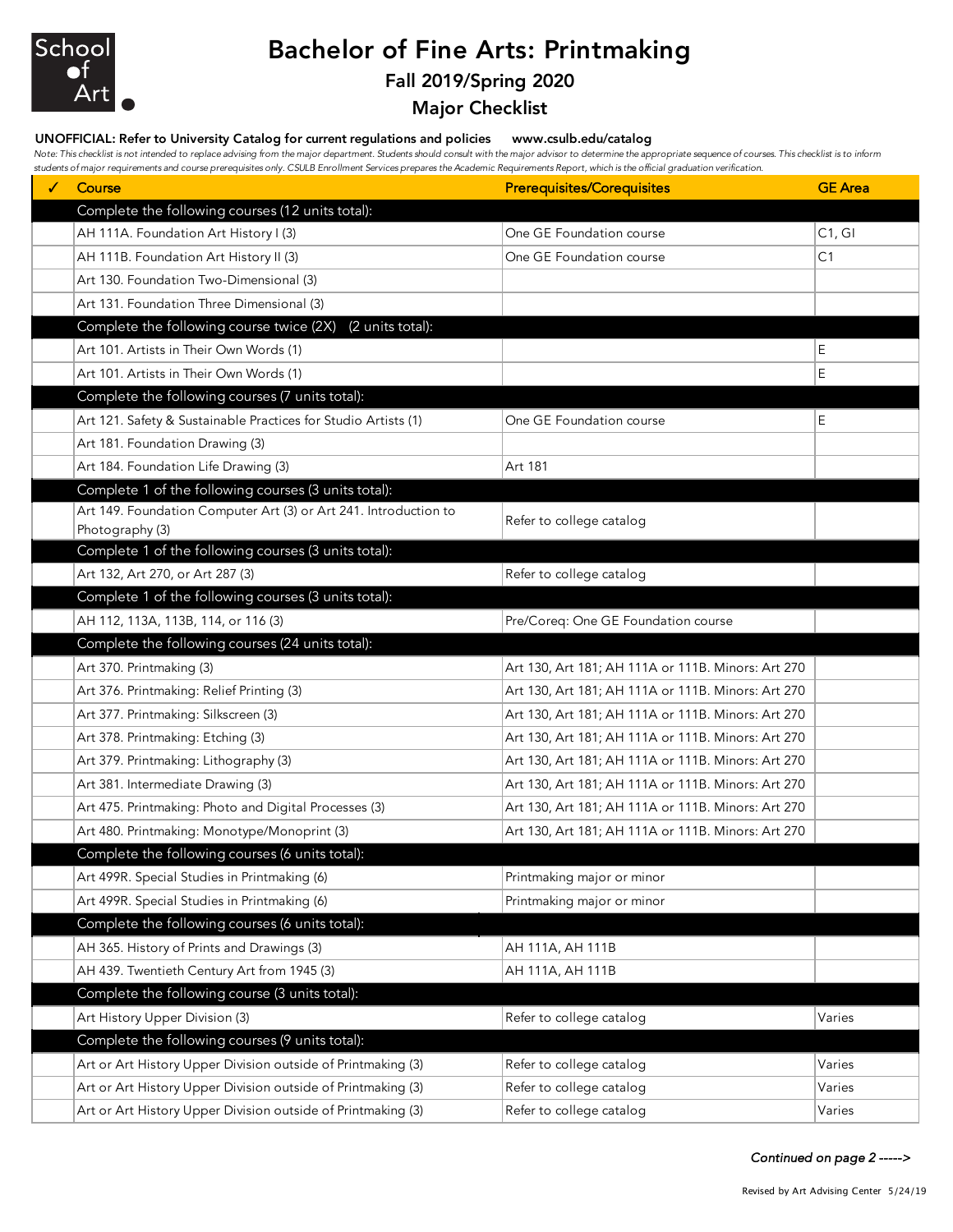# Bachelor of Fine Arts: Printmaking

## Fall 2019/Spring 2020

## Major Checklist

**UNOFFICIAL: Refer to University Catalog for current regulations and policies** **www.csulb.edu/catalog**

*Note: This checklist is not intended to replace advising from the major department. Students should consult with the major advisor to determine the appropriate sequence of courses. This checklist is to inform students of major requirements and course prerequisites only. CSULB Enrollment Services prepares the Academic Requirements Report, which is the official graduation verification.*

| ✓ | Course | Prerequisites/Corequisites | GE Area |
|---|---|---|---|
| | **Complete the following courses (12 units total):** | | |
| | AH 111A. Foundation Art History I (3) | One GE Foundation course | C1, GI |
| | AH 111B. Foundation Art History II (3) | One GE Foundation course | C1 |
| | Art 130. Foundation Two-Dimensional (3) | | |
| | Art 131. Foundation Three Dimensional (3) | | |
| | **Complete the following course twice (2X) (2 units total):** | | |
| | Art 101. Artists in Their Own Words (1) | | E |
| | Art 101. Artists in Their Own Words (1) | | E |
| | **Complete the following courses (7 units total):** | | |
| | Art 121. Safety & Sustainable Practices for Studio Artists (1) | One GE Foundation course | E |
| | Art 181. Foundation Drawing (3) | | |
| | Art 184. Foundation Life Drawing (3) | Art 181 | |
| | **Complete 1 of the following courses (3 units total):** | | |
| | Art 149. Foundation Computer Art (3) or Art 241. Introduction to Photography (3) | Refer to college catalog | |
| | **Complete 1 of the following courses (3 units total):** | | |
| | Art 132, Art 270, or Art 287 (3) | Refer to college catalog | |
| | **Complete 1 of the following courses (3 units total):** | | |
| | AH 112, 113A, 113B, 114, or 116 (3) | Pre/Coreq: One GE Foundation course | |
| | **Complete the following courses (24 units total):** | | |
| | Art 370. Printmaking (3) | Art 130, Art 181; AH 111A or 111B. Minors: Art 270 | |
| | Art 376. Printmaking: Relief Printing (3) | Art 130, Art 181; AH 111A or 111B. Minors: Art 270 | |
| | Art 377. Printmaking: Silkscreen (3) | Art 130, Art 181; AH 111A or 111B. Minors: Art 270 | |
| | Art 378. Printmaking: Etching (3) | Art 130, Art 181; AH 111A or 111B. Minors: Art 270 | |
| | Art 379. Printmaking: Lithography (3) | Art 130, Art 181; AH 111A or 111B. Minors: Art 270 | |
| | Art 381. Intermediate Drawing (3) | Art 130, Art 181; AH 111A or 111B. Minors: Art 270 | |
| | Art 475. Printmaking: Photo and Digital Processes (3) | Art 130, Art 181; AH 111A or 111B. Minors: Art 270 | |
| | Art 480. Printmaking: Monotype/Monoprint (3) | Art 130, Art 181; AH 111A or 111B. Minors: Art 270 | |
| | **Complete the following courses (6 units total):** | | |
| | Art 499R. Special Studies in Printmaking (6) | Printmaking major or minor | |
| | Art 499R. Special Studies in Printmaking (6) | Printmaking major or minor | |
| | **Complete the following courses (6 units total):** | | |
| | AH 365. History of Prints and Drawings (3) | AH 111A, AH 111B | |
| | AH 439. Twentieth Century Art from 1945 (3) | AH 111A, AH 111B | |
| | **Complete the following course (3 units total):** | | |
| | Art History Upper Division (3) | Refer to college catalog | Varies |
| | **Complete the following courses (9 units total):** | | |
| | Art or Art History Upper Division outside of Printmaking (3) | Refer to college catalog | Varies |
| | Art or Art History Upper Division outside of Printmaking (3) | Refer to college catalog | Varies |
| | Art or Art History Upper Division outside of Printmaking (3) | Refer to college catalog | Varies |

*Continued on page 2 ----->*

Revised by Art Advising Center 5/24/19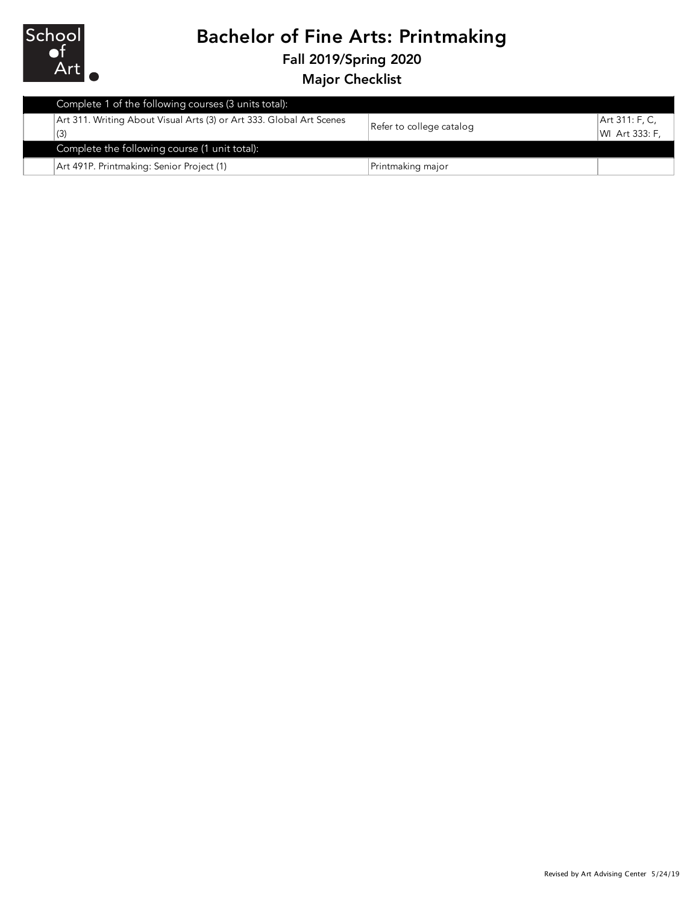# Bachelor of Fine Arts: Printmaking

## Fall 2019/Spring 2020

## Major Checklist

| | | | |
|---|---|---|---|
| | Complete 1 of the following courses (3 units total): | | |
| | Art 311. Writing About Visual Arts (3) or Art 333. Global Art Scenes (3) | Refer to college catalog | Art 311: F, C, WI Art 333: F, |
| | Complete the following course (1 unit total): | | |
| | Art 491P. Printmaking: Senior Project (1) | Printmaking major | |

Revised by Art Advising Center 5/24/19